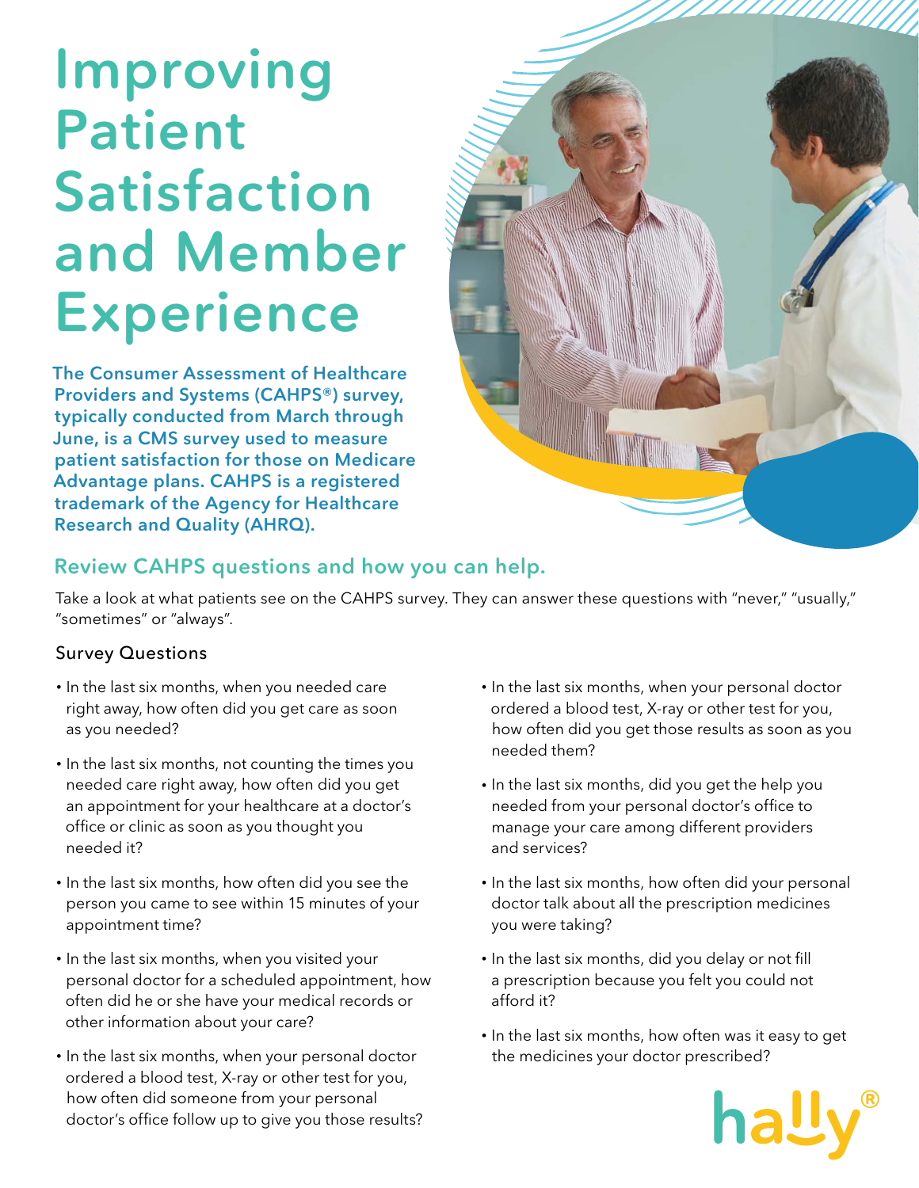# Improving Patient Satisfaction and Member Experience

**The Consumer Assessment of Healthcare Providers and Systems (CAHPS®) survey, typically conducted from March through June, is a CMS survey used to measure patient satisfaction for those on Medicare Advantage plans. CAHPS is a registered trademark of the Agency for Healthcare Research and Quality (AHRQ).**

## Review CAHPS questions and how you can help.

Take a look at what patients see on the CAHPS survey. They can answer these questions with "never," "usually," "sometimes" or "always".

### Survey Questions

- In the last six months, when you needed care right away, how often did you get care as soon as you needed?
- In the last six months, not counting the times you needed care right away, how often did you get an appointment for your healthcare at a doctor's office or clinic as soon as you thought you needed it?
- In the last six months, how often did you see the person you came to see within 15 minutes of your appointment time?
- In the last six months, when you visited your personal doctor for a scheduled appointment, how often did he or she have your medical records or other information about your care?
- In the last six months, when your personal doctor ordered a blood test, X-ray or other test for you, how often did someone from your personal doctor's office follow up to give you those results?
- In the last six months, when your personal doctor ordered a blood test, X-ray or other test for you, how often did you get those results as soon as you needed them?
- In the last six months, did you get the help you needed from your personal doctor's office to manage your care among different providers and services?
- In the last six months, how often did your personal doctor talk about all the prescription medicines you were taking?
- In the last six months, did you delay or not fill a prescription because you felt you could not afford it?
- In the last six months, how often was it easy to get the medicines your doctor prescribed?

hally®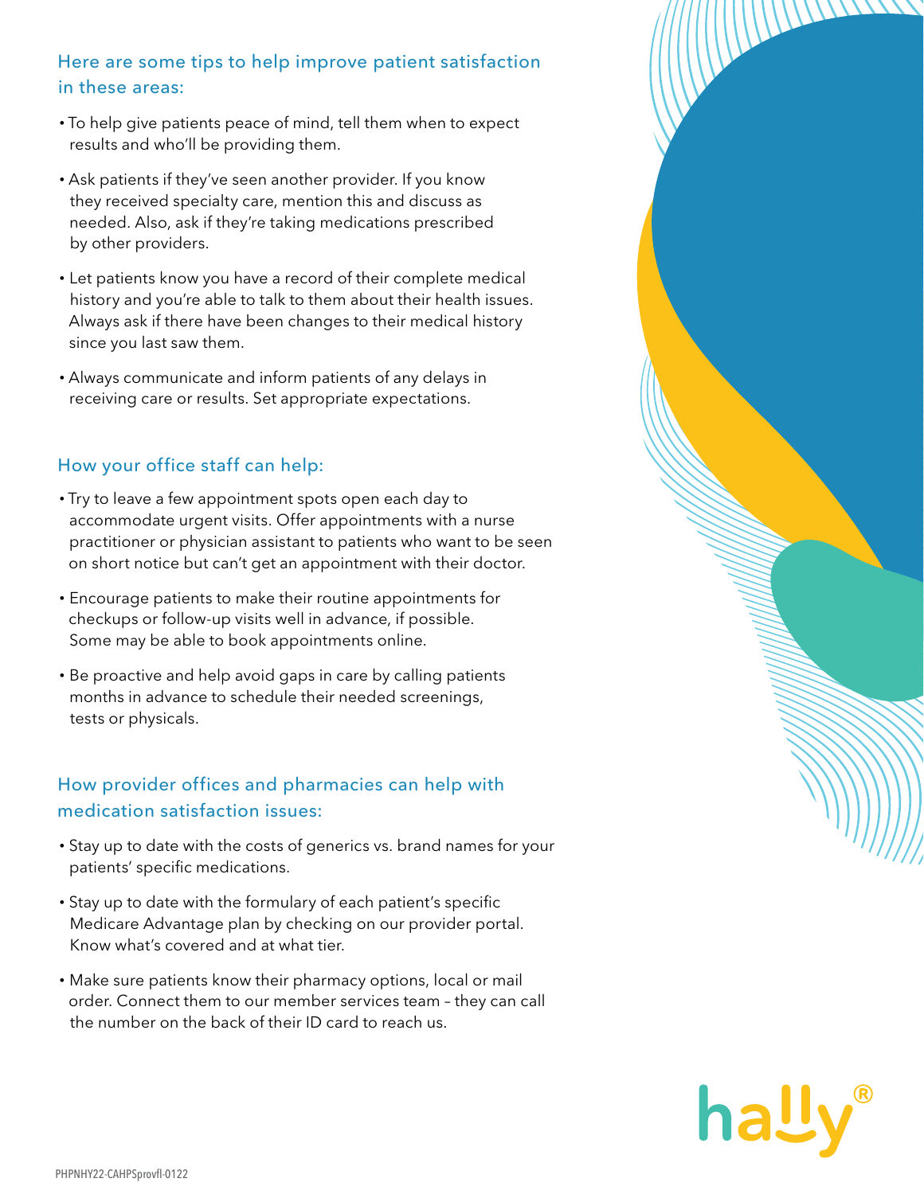## Here are some tips to help improve patient satisfaction in these areas:

- To help give patients peace of mind, tell them when to expect results and who'll be providing them.
- Ask patients if they've seen another provider. If you know they received specialty care, mention this and discuss as needed. Also, ask if they're taking medications prescribed by other providers.
- Let patients know you have a record of their complete medical history and you're able to talk to them about their health issues. Always ask if there have been changes to their medical history since you last saw them.
- Always communicate and inform patients of any delays in receiving care or results. Set appropriate expectations.

## How your office staff can help:

- Try to leave a few appointment spots open each day to accommodate urgent visits. Offer appointments with a nurse practitioner or physician assistant to patients who want to be seen on short notice but can't get an appointment with their doctor.
- Encourage patients to make their routine appointments for checkups or follow-up visits well in advance, if possible. Some may be able to book appointments online.
- Be proactive and help avoid gaps in care by calling patients months in advance to schedule their needed screenings, tests or physicals.

## How provider offices and pharmacies can help with medication satisfaction issues:

- Stay up to date with the costs of generics vs. brand names for your patients' specific medications.
- Stay up to date with the formulary of each patient's specific Medicare Advantage plan by checking on our provider portal. Know what's covered and at what tier.
- Make sure patients know their pharmacy options, local or mail order. Connect them to our member services team – they can call the number on the back of their ID card to reach us.

hally®

PHPNHY22-CAHPSprovfl-0122